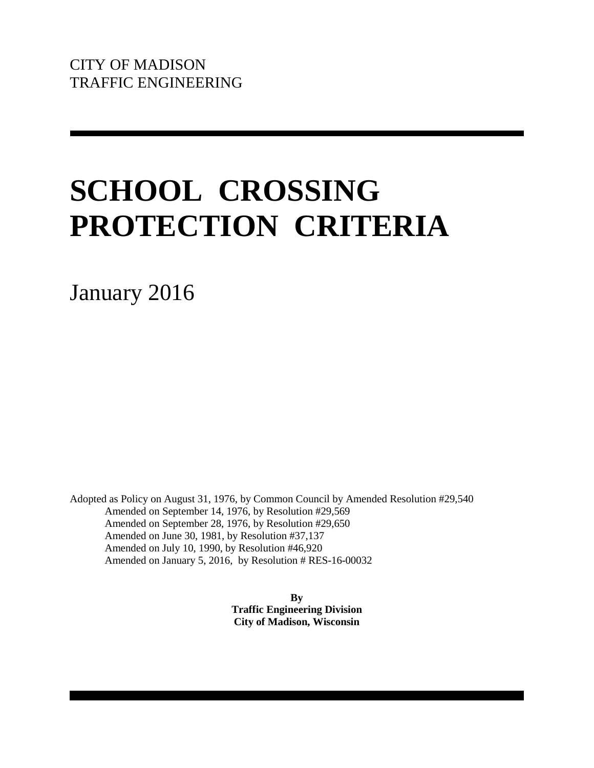CITY OF MADISON
TRAFFIC ENGINEERING

# SCHOOL CROSSING PROTECTION CRITERIA

January 2016

Adopted as Policy on August 31, 1976, by Common Council by Amended Resolution #29,540
Amended on September 14, 1976, by Resolution #29,569
Amended on September 28, 1976, by Resolution #29,650
Amended on June 30, 1981, by Resolution #37,137
Amended on July 10, 1990, by Resolution #46,920
Amended on January 5, 2016, by Resolution # RES-16-00032

**By**
**Traffic Engineering Division**
**City of Madison, Wisconsin**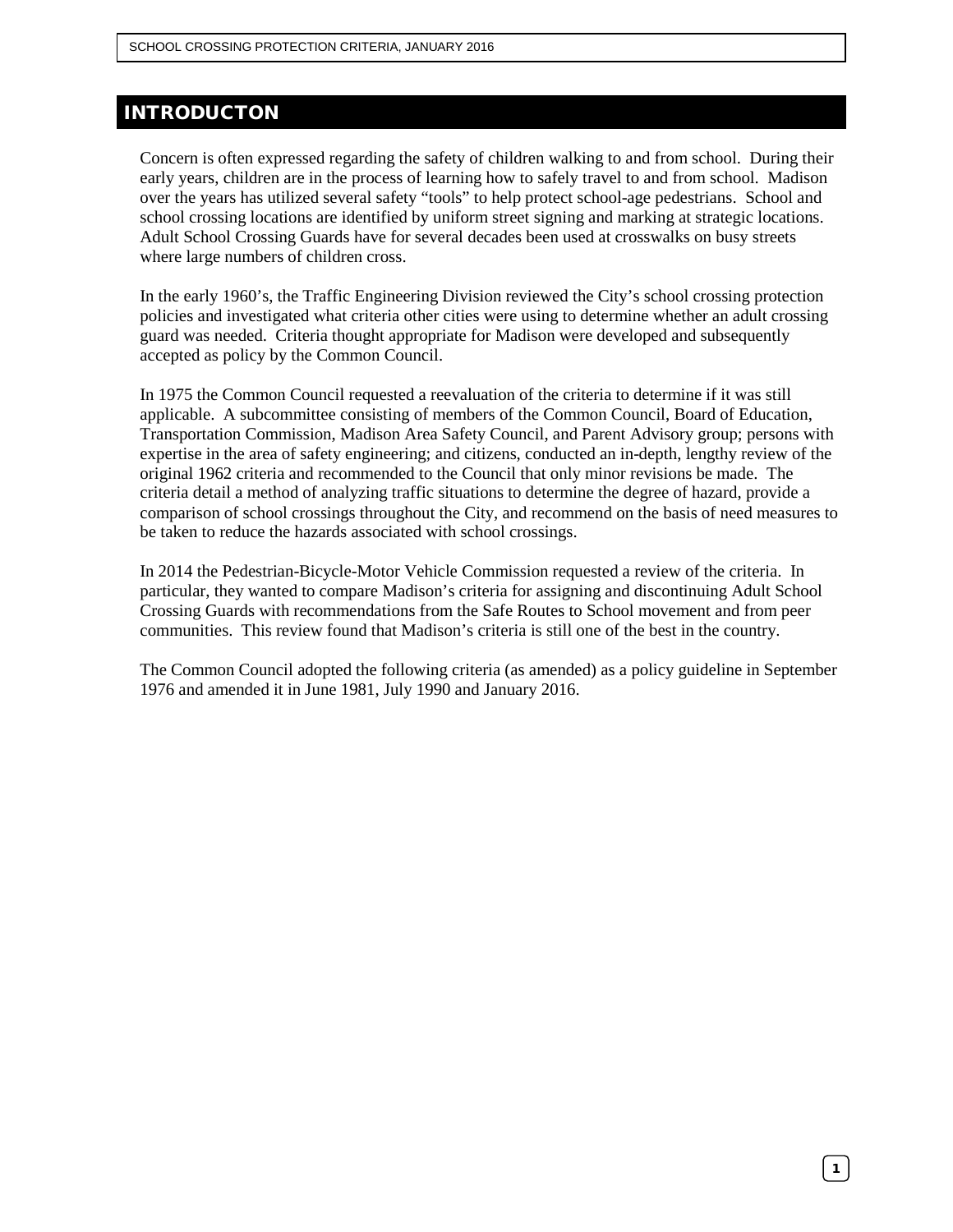# INTRODUCTON

Concern is often expressed regarding the safety of children walking to and from school. During their early years, children are in the process of learning how to safely travel to and from school. Madison over the years has utilized several safety "tools" to help protect school-age pedestrians. School and school crossing locations are identified by uniform street signing and marking at strategic locations. Adult School Crossing Guards have for several decades been used at crosswalks on busy streets where large numbers of children cross.

In the early 1960's, the Traffic Engineering Division reviewed the City's school crossing protection policies and investigated what criteria other cities were using to determine whether an adult crossing guard was needed. Criteria thought appropriate for Madison were developed and subsequently accepted as policy by the Common Council.

In 1975 the Common Council requested a reevaluation of the criteria to determine if it was still applicable. A subcommittee consisting of members of the Common Council, Board of Education, Transportation Commission, Madison Area Safety Council, and Parent Advisory group; persons with expertise in the area of safety engineering; and citizens, conducted an in-depth, lengthy review of the original 1962 criteria and recommended to the Council that only minor revisions be made. The criteria detail a method of analyzing traffic situations to determine the degree of hazard, provide a comparison of school crossings throughout the City, and recommend on the basis of need measures to be taken to reduce the hazards associated with school crossings.

In 2014 the Pedestrian-Bicycle-Motor Vehicle Commission requested a review of the criteria. In particular, they wanted to compare Madison's criteria for assigning and discontinuing Adult School Crossing Guards with recommendations from the Safe Routes to School movement and from peer communities. This review found that Madison's criteria is still one of the best in the country.

The Common Council adopted the following criteria (as amended) as a policy guideline in September 1976 and amended it in June 1981, July 1990 and January 2016.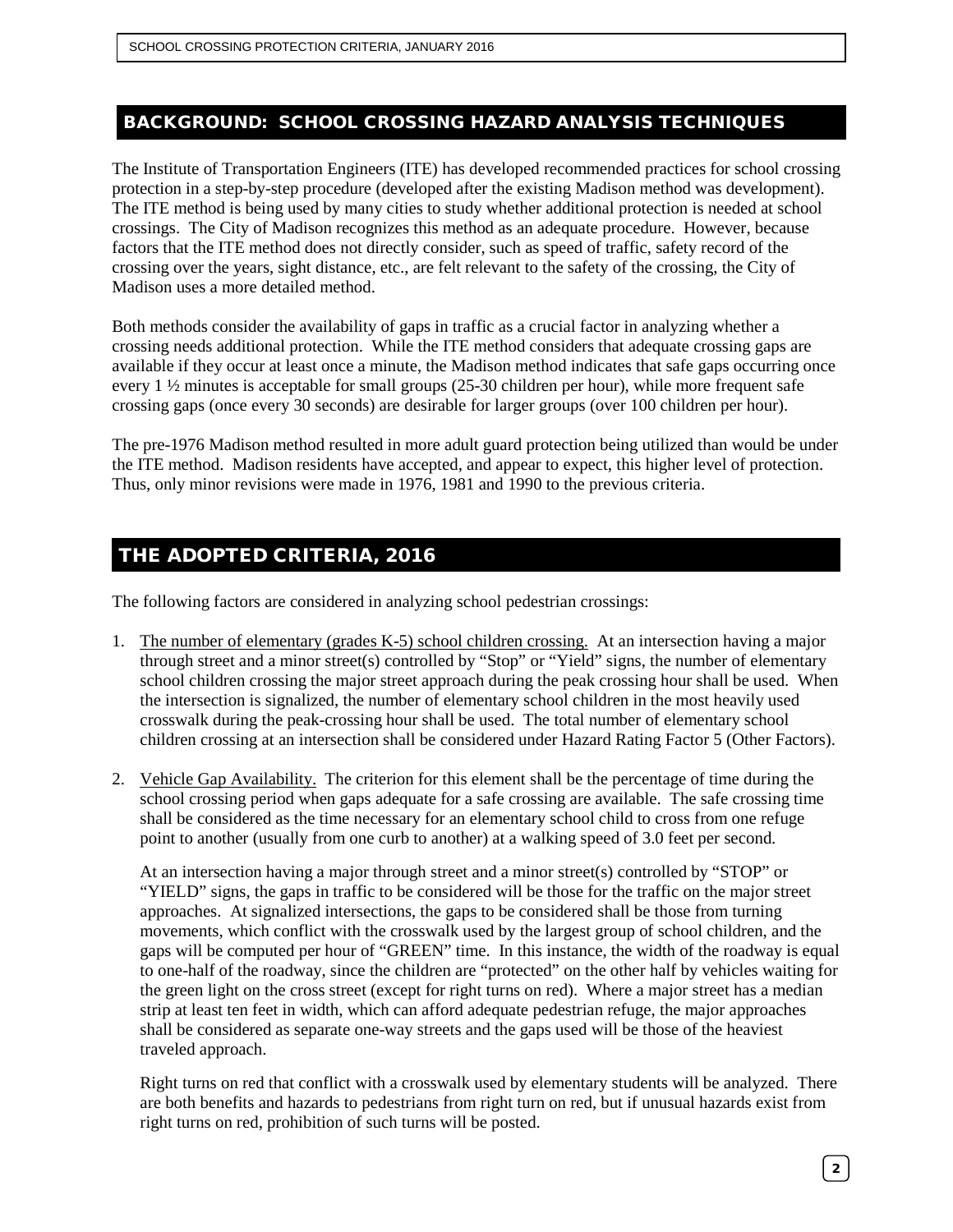## BACKGROUND: SCHOOL CROSSING HAZARD ANALYSIS TECHNIQUES

The Institute of Transportation Engineers (ITE) has developed recommended practices for school crossing protection in a step-by-step procedure (developed after the existing Madison method was development). The ITE method is being used by many cities to study whether additional protection is needed at school crossings. The City of Madison recognizes this method as an adequate procedure. However, because factors that the ITE method does not directly consider, such as speed of traffic, safety record of the crossing over the years, sight distance, etc., are felt relevant to the safety of the crossing, the City of Madison uses a more detailed method.

Both methods consider the availability of gaps in traffic as a crucial factor in analyzing whether a crossing needs additional protection. While the ITE method considers that adequate crossing gaps are available if they occur at least once a minute, the Madison method indicates that safe gaps occurring once every 1 ½ minutes is acceptable for small groups (25-30 children per hour), while more frequent safe crossing gaps (once every 30 seconds) are desirable for larger groups (over 100 children per hour).

The pre-1976 Madison method resulted in more adult guard protection being utilized than would be under the ITE method. Madison residents have accepted, and appear to expect, this higher level of protection. Thus, only minor revisions were made in 1976, 1981 and 1990 to the previous criteria.

## THE ADOPTED CRITERIA, 2016

The following factors are considered in analyzing school pedestrian crossings:

1. The number of elementary (grades K-5) school children crossing. At an intersection having a major through street and a minor street(s) controlled by "Stop" or "Yield" signs, the number of elementary school children crossing the major street approach during the peak crossing hour shall be used. When the intersection is signalized, the number of elementary school children in the most heavily used crosswalk during the peak-crossing hour shall be used. The total number of elementary school children crossing at an intersection shall be considered under Hazard Rating Factor 5 (Other Factors).

2. Vehicle Gap Availability. The criterion for this element shall be the percentage of time during the school crossing period when gaps adequate for a safe crossing are available. The safe crossing time shall be considered as the time necessary for an elementary school child to cross from one refuge point to another (usually from one curb to another) at a walking speed of 3.0 feet per second.

   At an intersection having a major through street and a minor street(s) controlled by "STOP" or "YIELD" signs, the gaps in traffic to be considered will be those for the traffic on the major street approaches. At signalized intersections, the gaps to be considered shall be those from turning movements, which conflict with the crosswalk used by the largest group of school children, and the gaps will be computed per hour of "GREEN" time. In this instance, the width of the roadway is equal to one-half of the roadway, since the children are "protected" on the other half by vehicles waiting for the green light on the cross street (except for right turns on red). Where a major street has a median strip at least ten feet in width, which can afford adequate pedestrian refuge, the major approaches shall be considered as separate one-way streets and the gaps used will be those of the heaviest traveled approach.

   Right turns on red that conflict with a crosswalk used by elementary students will be analyzed. There are both benefits and hazards to pedestrians from right turn on red, but if unusual hazards exist from right turns on red, prohibition of such turns will be posted.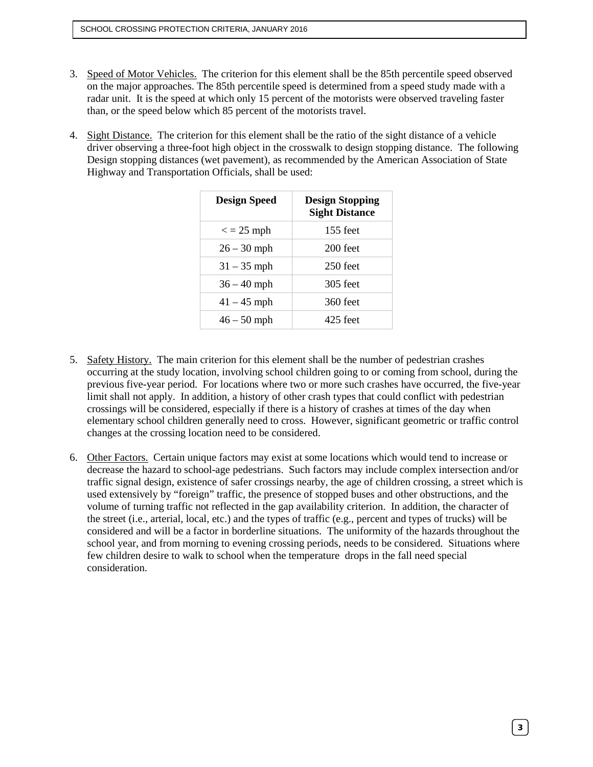3. Speed of Motor Vehicles. The criterion for this element shall be the 85th percentile speed observed on the major approaches. The 85th percentile speed is determined from a speed study made with a radar unit. It is the speed at which only 15 percent of the motorists were observed traveling faster than, or the speed below which 85 percent of the motorists travel.

4. Sight Distance. The criterion for this element shall be the ratio of the sight distance of a vehicle driver observing a three-foot high object in the crosswalk to design stopping distance. The following Design stopping distances (wet pavement), as recommended by the American Association of State Highway and Transportation Officials, shall be used:

| Design Speed | Design Stopping Sight Distance |
|---|---|
| < = 25 mph | 155 feet |
| 26 – 30 mph | 200 feet |
| 31 – 35 mph | 250 feet |
| 36 – 40 mph | 305 feet |
| 41 – 45 mph | 360 feet |
| 46 – 50 mph | 425 feet |

5. Safety History. The main criterion for this element shall be the number of pedestrian crashes occurring at the study location, involving school children going to or coming from school, during the previous five-year period. For locations where two or more such crashes have occurred, the five-year limit shall not apply. In addition, a history of other crash types that could conflict with pedestrian crossings will be considered, especially if there is a history of crashes at times of the day when elementary school children generally need to cross. However, significant geometric or traffic control changes at the crossing location need to be considered.

6. Other Factors. Certain unique factors may exist at some locations which would tend to increase or decrease the hazard to school-age pedestrians. Such factors may include complex intersection and/or traffic signal design, existence of safer crossings nearby, the age of children crossing, a street which is used extensively by "foreign" traffic, the presence of stopped buses and other obstructions, and the volume of turning traffic not reflected in the gap availability criterion. In addition, the character of the street (i.e., arterial, local, etc.) and the types of traffic (e.g., percent and types of trucks) will be considered and will be a factor in borderline situations. The uniformity of the hazards throughout the school year, and from morning to evening crossing periods, needs to be considered. Situations where few children desire to walk to school when the temperature drops in the fall need special consideration.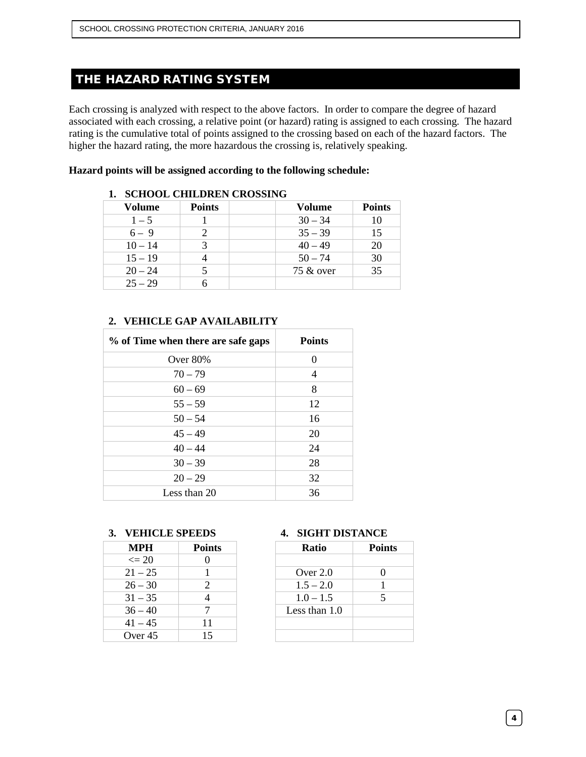## THE HAZARD RATING SYSTEM

Each crossing is analyzed with respect to the above factors. In order to compare the degree of hazard associated with each crossing, a relative point (or hazard) rating is assigned to each crossing. The hazard rating is the cumulative total of points assigned to the crossing based on each of the hazard factors. The higher the hazard rating, the more hazardous the crossing is, relatively speaking.

**Hazard points will be assigned according to the following schedule:**

**1. SCHOOL CHILDREN CROSSING**

| Volume | Points | | Volume | Points |
|---|---|---|---|---|
| 1 – 5 | 1 | | 30 – 34 | 10 |
| 6 – 9 | 2 | | 35 – 39 | 15 |
| 10 – 14 | 3 | | 40 – 49 | 20 |
| 15 – 19 | 4 | | 50 – 74 | 30 |
| 20 – 24 | 5 | | 75 & over | 35 |
| 25 – 29 | 6 | | | |

**2. VEHICLE GAP AVAILABILITY**

| % of Time when there are safe gaps | Points |
|---|---|
| Over 80% | 0 |
| 70 – 79 | 4 |
| 60 – 69 | 8 |
| 55 – 59 | 12 |
| 50 – 54 | 16 |
| 45 – 49 | 20 |
| 40 – 44 | 24 |
| 30 – 39 | 28 |
| 20 – 29 | 32 |
| Less than 20 | 36 |

**3. VEHICLE SPEEDS**

| MPH | Points |
|---|---|
| <= 20 | 0 |
| 21 – 25 | 1 |
| 26 – 30 | 2 |
| 31 – 35 | 4 |
| 36 – 40 | 7 |
| 41 – 45 | 11 |
| Over 45 | 15 |

**4. SIGHT DISTANCE**

| Ratio | Points |
|---|---|
| | |
| Over 2.0 | 0 |
| 1.5 – 2.0 | 1 |
| 1.0 – 1.5 | 5 |
| Less than 1.0 | |
| | |
| | |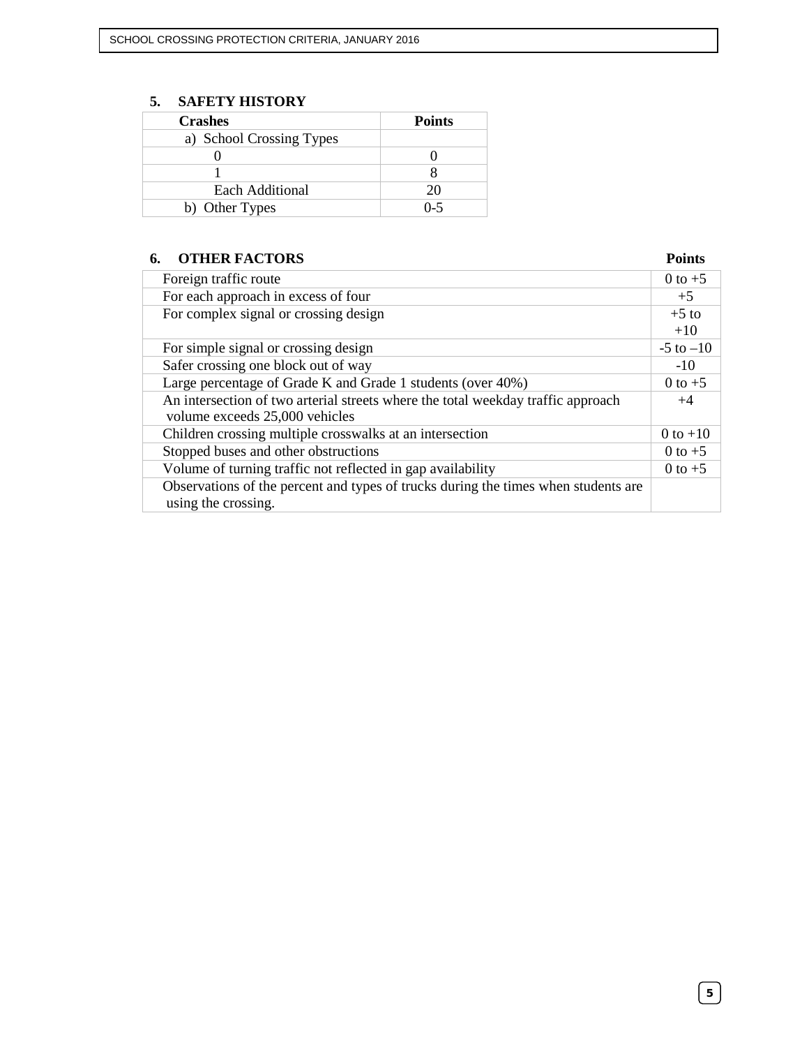## 5. SAFETY HISTORY

| Crashes | Points |
|---|---|
| a) School Crossing Types | |
| 0 | 0 |
| 1 | 8 |
| Each Additional | 20 |
| b) Other Types | 0-5 |

## 6. OTHER FACTORS

| | Points |
|---|---|
| Foreign traffic route | 0 to +5 |
| For each approach in excess of four | +5 |
| For complex signal or crossing design | +5 to +10 |
| For simple signal or crossing design | -5 to –10 |
| Safer crossing one block out of way | -10 |
| Large percentage of Grade K and Grade 1 students (over 40%) | 0 to +5 |
| An intersection of two arterial streets where the total weekday traffic approach volume exceeds 25,000 vehicles | +4 |
| Children crossing multiple crosswalks at an intersection | 0 to +10 |
| Stopped buses and other obstructions | 0 to +5 |
| Volume of turning traffic not reflected in gap availability | 0 to +5 |
| Observations of the percent and types of trucks during the times when students are using the crossing. | |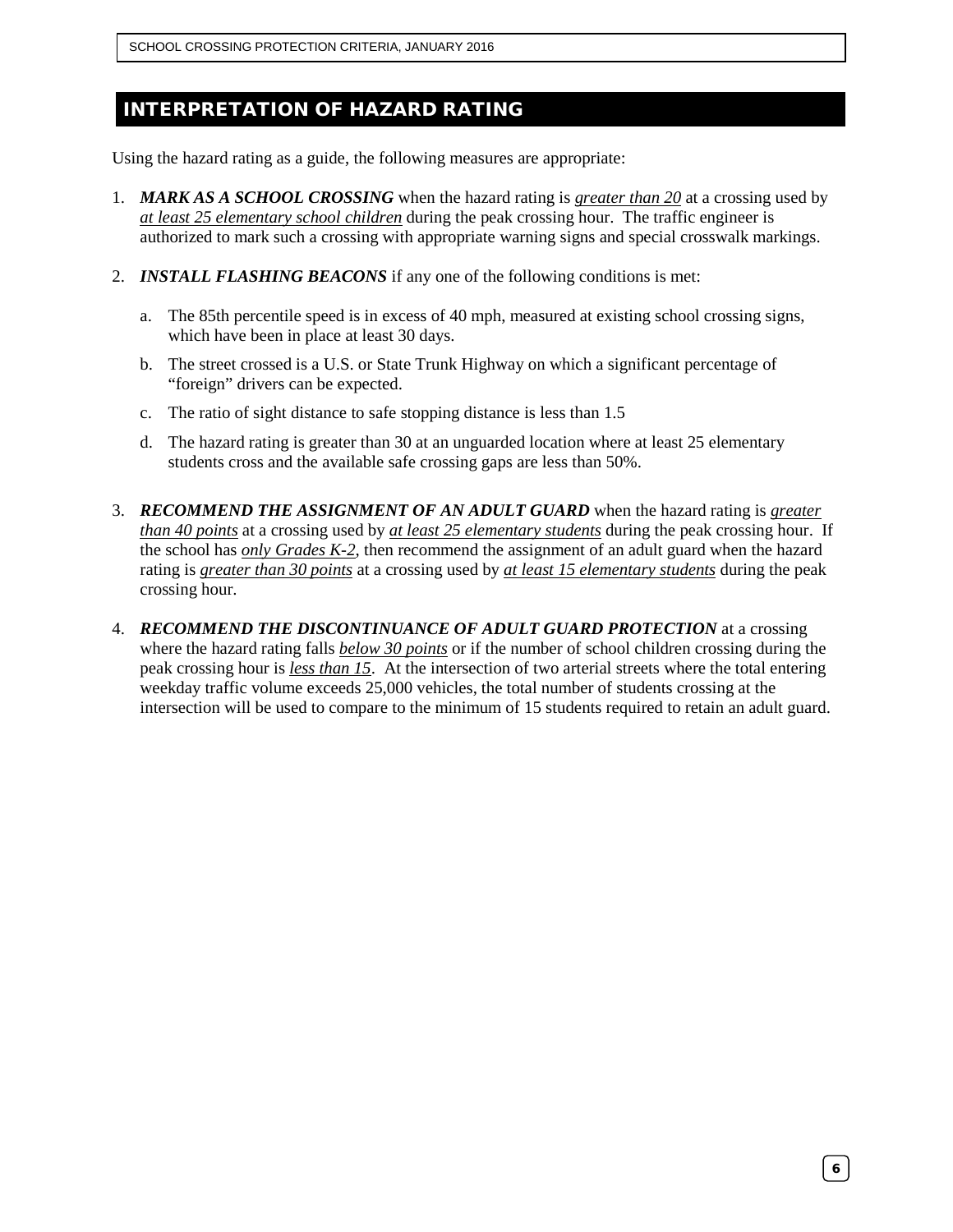## INTERPRETATION OF HAZARD RATING

Using the hazard rating as a guide, the following measures are appropriate:

1. ***MARK AS A SCHOOL CROSSING*** when the hazard rating is <u>*greater than 20*</u> at a crossing used by <u>*at least 25 elementary school children*</u> during the peak crossing hour. The traffic engineer is authorized to mark such a crossing with appropriate warning signs and special crosswalk markings.

2. ***INSTALL FLASHING BEACONS*** if any one of the following conditions is met:

   a. The 85th percentile speed is in excess of 40 mph, measured at existing school crossing signs, which have been in place at least 30 days.

   b. The street crossed is a U.S. or State Trunk Highway on which a significant percentage of "foreign" drivers can be expected.

   c. The ratio of sight distance to safe stopping distance is less than 1.5

   d. The hazard rating is greater than 30 at an unguarded location where at least 25 elementary students cross and the available safe crossing gaps are less than 50%.

3. ***RECOMMEND THE ASSIGNMENT OF AN ADULT GUARD*** when the hazard rating is <u>*greater than 40 points*</u> at a crossing used by <u>*at least 25 elementary students*</u> during the peak crossing hour. If the school has <u>*only Grades K-2*</u>, then recommend the assignment of an adult guard when the hazard rating is <u>*greater than 30 points*</u> at a crossing used by <u>*at least 15 elementary students*</u> during the peak crossing hour.

4. ***RECOMMEND THE DISCONTINUANCE OF ADULT GUARD PROTECTION*** at a crossing where the hazard rating falls <u>*below 30 points*</u> or if the number of school children crossing during the peak crossing hour is <u>*less than 15*</u>. At the intersection of two arterial streets where the total entering weekday traffic volume exceeds 25,000 vehicles, the total number of students crossing at the intersection will be used to compare to the minimum of 15 students required to retain an adult guard.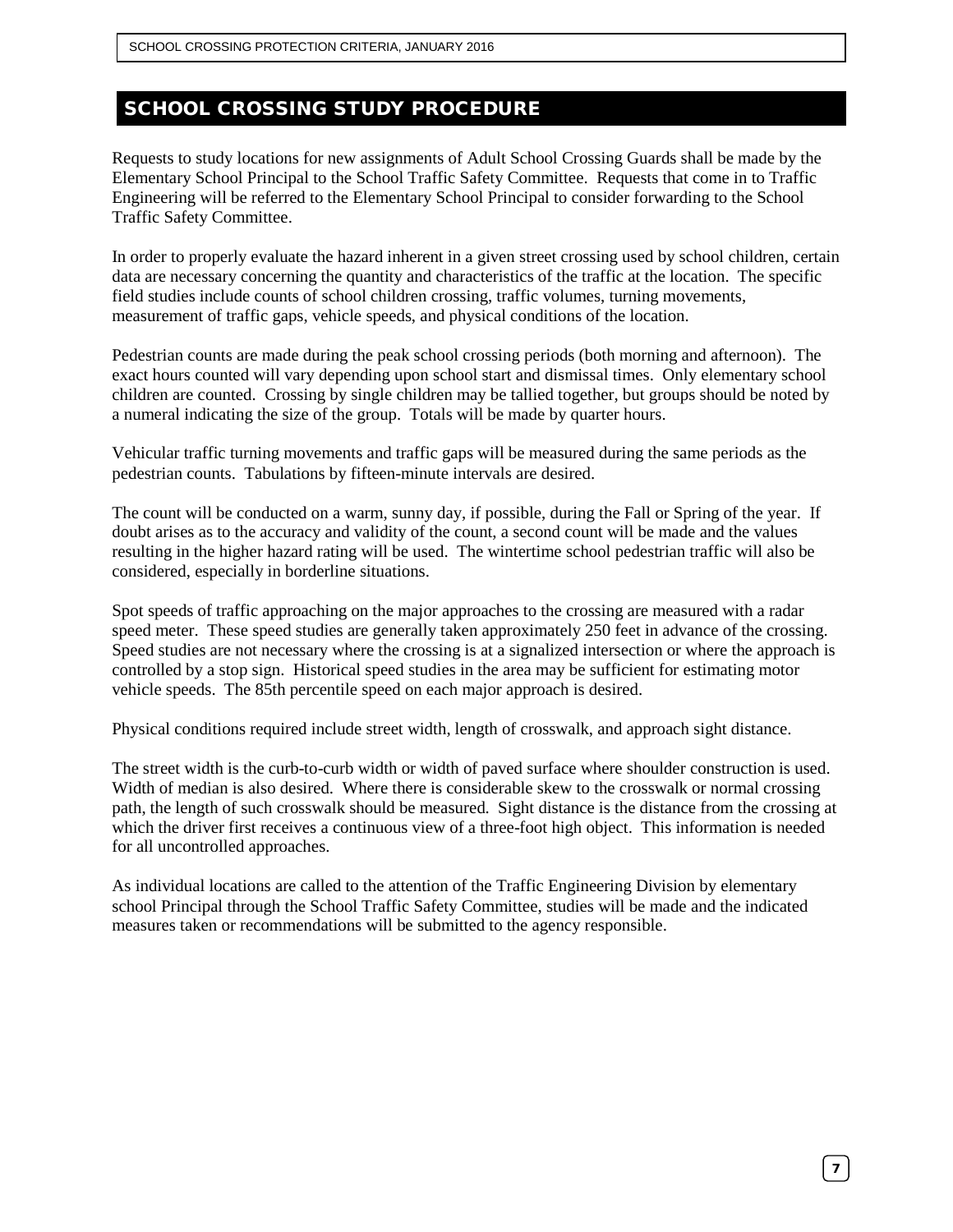## SCHOOL CROSSING STUDY PROCEDURE

Requests to study locations for new assignments of Adult School Crossing Guards shall be made by the Elementary School Principal to the School Traffic Safety Committee. Requests that come in to Traffic Engineering will be referred to the Elementary School Principal to consider forwarding to the School Traffic Safety Committee.

In order to properly evaluate the hazard inherent in a given street crossing used by school children, certain data are necessary concerning the quantity and characteristics of the traffic at the location. The specific field studies include counts of school children crossing, traffic volumes, turning movements, measurement of traffic gaps, vehicle speeds, and physical conditions of the location.

Pedestrian counts are made during the peak school crossing periods (both morning and afternoon). The exact hours counted will vary depending upon school start and dismissal times. Only elementary school children are counted. Crossing by single children may be tallied together, but groups should be noted by a numeral indicating the size of the group. Totals will be made by quarter hours.

Vehicular traffic turning movements and traffic gaps will be measured during the same periods as the pedestrian counts. Tabulations by fifteen-minute intervals are desired.

The count will be conducted on a warm, sunny day, if possible, during the Fall or Spring of the year. If doubt arises as to the accuracy and validity of the count, a second count will be made and the values resulting in the higher hazard rating will be used. The wintertime school pedestrian traffic will also be considered, especially in borderline situations.

Spot speeds of traffic approaching on the major approaches to the crossing are measured with a radar speed meter. These speed studies are generally taken approximately 250 feet in advance of the crossing. Speed studies are not necessary where the crossing is at a signalized intersection or where the approach is controlled by a stop sign. Historical speed studies in the area may be sufficient for estimating motor vehicle speeds. The 85th percentile speed on each major approach is desired.

Physical conditions required include street width, length of crosswalk, and approach sight distance.

The street width is the curb-to-curb width or width of paved surface where shoulder construction is used. Width of median is also desired. Where there is considerable skew to the crosswalk or normal crossing path, the length of such crosswalk should be measured. Sight distance is the distance from the crossing at which the driver first receives a continuous view of a three-foot high object. This information is needed for all uncontrolled approaches.

As individual locations are called to the attention of the Traffic Engineering Division by elementary school Principal through the School Traffic Safety Committee, studies will be made and the indicated measures taken or recommendations will be submitted to the agency responsible.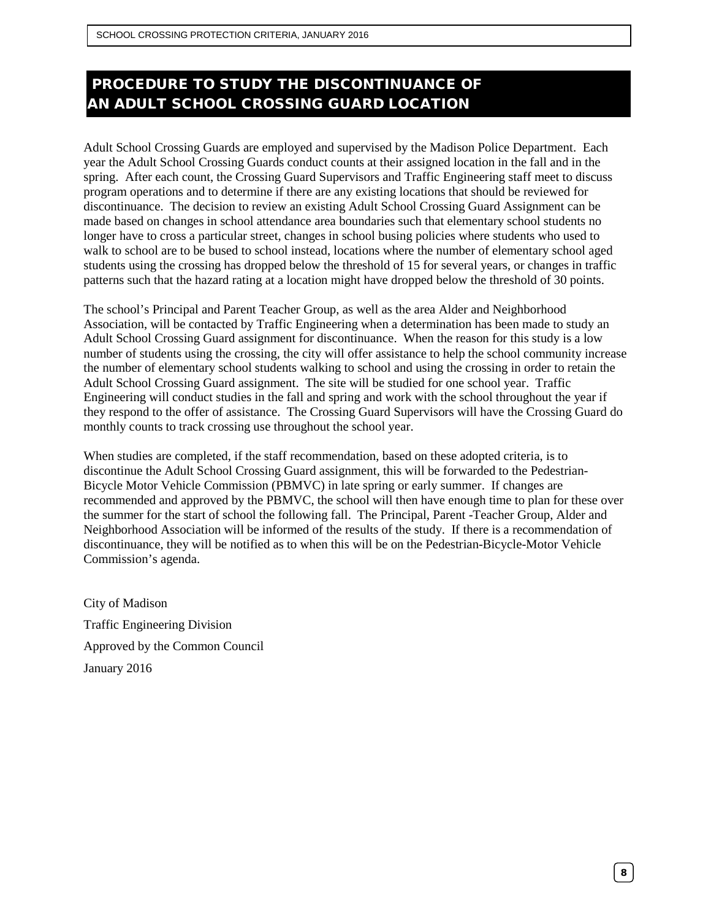# PROCEDURE TO STUDY THE DISCONTINUANCE OF AN ADULT SCHOOL CROSSING GUARD LOCATION

Adult School Crossing Guards are employed and supervised by the Madison Police Department. Each year the Adult School Crossing Guards conduct counts at their assigned location in the fall and in the spring. After each count, the Crossing Guard Supervisors and Traffic Engineering staff meet to discuss program operations and to determine if there are any existing locations that should be reviewed for discontinuance. The decision to review an existing Adult School Crossing Guard Assignment can be made based on changes in school attendance area boundaries such that elementary school students no longer have to cross a particular street, changes in school busing policies where students who used to walk to school are to be bused to school instead, locations where the number of elementary school aged students using the crossing has dropped below the threshold of 15 for several years, or changes in traffic patterns such that the hazard rating at a location might have dropped below the threshold of 30 points.

The school's Principal and Parent Teacher Group, as well as the area Alder and Neighborhood Association, will be contacted by Traffic Engineering when a determination has been made to study an Adult School Crossing Guard assignment for discontinuance. When the reason for this study is a low number of students using the crossing, the city will offer assistance to help the school community increase the number of elementary school students walking to school and using the crossing in order to retain the Adult School Crossing Guard assignment. The site will be studied for one school year. Traffic Engineering will conduct studies in the fall and spring and work with the school throughout the year if they respond to the offer of assistance. The Crossing Guard Supervisors will have the Crossing Guard do monthly counts to track crossing use throughout the school year.

When studies are completed, if the staff recommendation, based on these adopted criteria, is to discontinue the Adult School Crossing Guard assignment, this will be forwarded to the Pedestrian-Bicycle Motor Vehicle Commission (PBMVC) in late spring or early summer. If changes are recommended and approved by the PBMVC, the school will then have enough time to plan for these over the summer for the start of school the following fall. The Principal, Parent -Teacher Group, Alder and Neighborhood Association will be informed of the results of the study. If there is a recommendation of discontinuance, they will be notified as to when this will be on the Pedestrian-Bicycle-Motor Vehicle Commission's agenda.

City of Madison

Traffic Engineering Division

Approved by the Common Council

January 2016